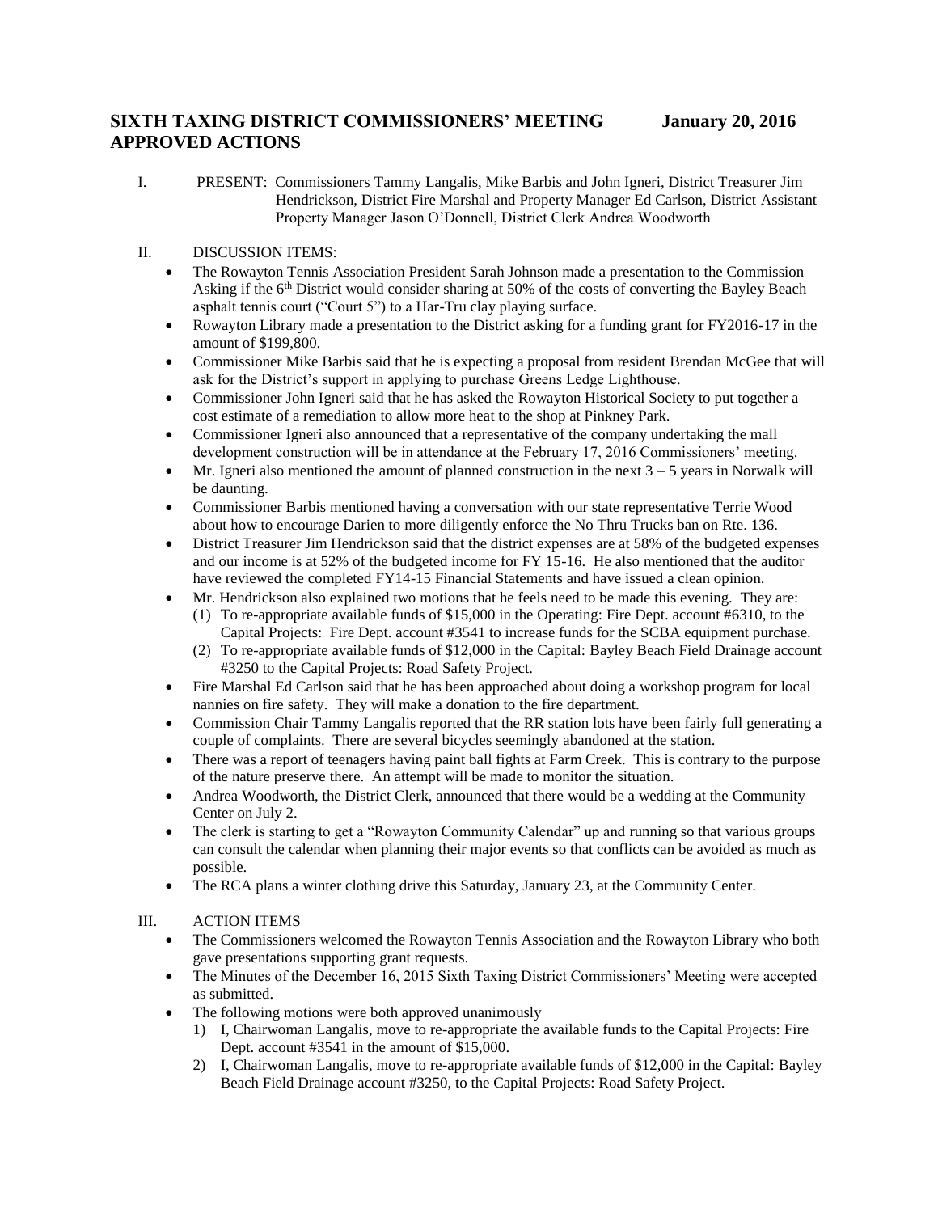# SIXTH TAXING DISTRICT COMMISSIONERS' MEETING January 20, 2016
# APPROVED ACTIONS

I. PRESENT: Commissioners Tammy Langalis, Mike Barbis and John Igneri, District Treasurer Jim Hendrickson, District Fire Marshal and Property Manager Ed Carlson, District Assistant Property Manager Jason O'Donnell, District Clerk Andrea Woodworth

II. DISCUSSION ITEMS:

- The Rowayton Tennis Association President Sarah Johnson made a presentation to the Commission Asking if the 6th District would consider sharing at 50% of the costs of converting the Bayley Beach asphalt tennis court ("Court 5") to a Har-Tru clay playing surface.
- Rowayton Library made a presentation to the District asking for a funding grant for FY2016-17 in the amount of $199,800.
- Commissioner Mike Barbis said that he is expecting a proposal from resident Brendan McGee that will ask for the District's support in applying to purchase Greens Ledge Lighthouse.
- Commissioner John Igneri said that he has asked the Rowayton Historical Society to put together a cost estimate of a remediation to allow more heat to the shop at Pinkney Park.
- Commissioner Igneri also announced that a representative of the company undertaking the mall development construction will be in attendance at the February 17, 2016 Commissioners' meeting.
- Mr. Igneri also mentioned the amount of planned construction in the next 3 – 5 years in Norwalk will be daunting.
- Commissioner Barbis mentioned having a conversation with our state representative Terrie Wood about how to encourage Darien to more diligently enforce the No Thru Trucks ban on Rte. 136.
- District Treasurer Jim Hendrickson said that the district expenses are at 58% of the budgeted expenses and our income is at 52% of the budgeted income for FY 15-16. He also mentioned that the auditor have reviewed the completed FY14-15 Financial Statements and have issued a clean opinion.
- Mr. Hendrickson also explained two motions that he feels need to be made this evening. They are:
  1. To re-appropriate available funds of $15,000 in the Operating: Fire Dept. account #6310, to the Capital Projects: Fire Dept. account #3541 to increase funds for the SCBA equipment purchase.
  2. To re-appropriate available funds of $12,000 in the Capital: Bayley Beach Field Drainage account #3250 to the Capital Projects: Road Safety Project.
- Fire Marshal Ed Carlson said that he has been approached about doing a workshop program for local nannies on fire safety. They will make a donation to the fire department.
- Commission Chair Tammy Langalis reported that the RR station lots have been fairly full generating a couple of complaints. There are several bicycles seemingly abandoned at the station.
- There was a report of teenagers having paint ball fights at Farm Creek. This is contrary to the purpose of the nature preserve there. An attempt will be made to monitor the situation.
- Andrea Woodworth, the District Clerk, announced that there would be a wedding at the Community Center on July 2.
- The clerk is starting to get a "Rowayton Community Calendar" up and running so that various groups can consult the calendar when planning their major events so that conflicts can be avoided as much as possible.
- The RCA plans a winter clothing drive this Saturday, January 23, at the Community Center.

III. ACTION ITEMS

- The Commissioners welcomed the Rowayton Tennis Association and the Rowayton Library who both gave presentations supporting grant requests.
- The Minutes of the December 16, 2015 Sixth Taxing District Commissioners' Meeting were accepted as submitted.
- The following motions were both approved unanimously
  1. I, Chairwoman Langalis, move to re-appropriate the available funds to the Capital Projects: Fire Dept. account #3541 in the amount of $15,000.
  2. I, Chairwoman Langalis, move to re-appropriate available funds of $12,000 in the Capital: Bayley Beach Field Drainage account #3250, to the Capital Projects: Road Safety Project.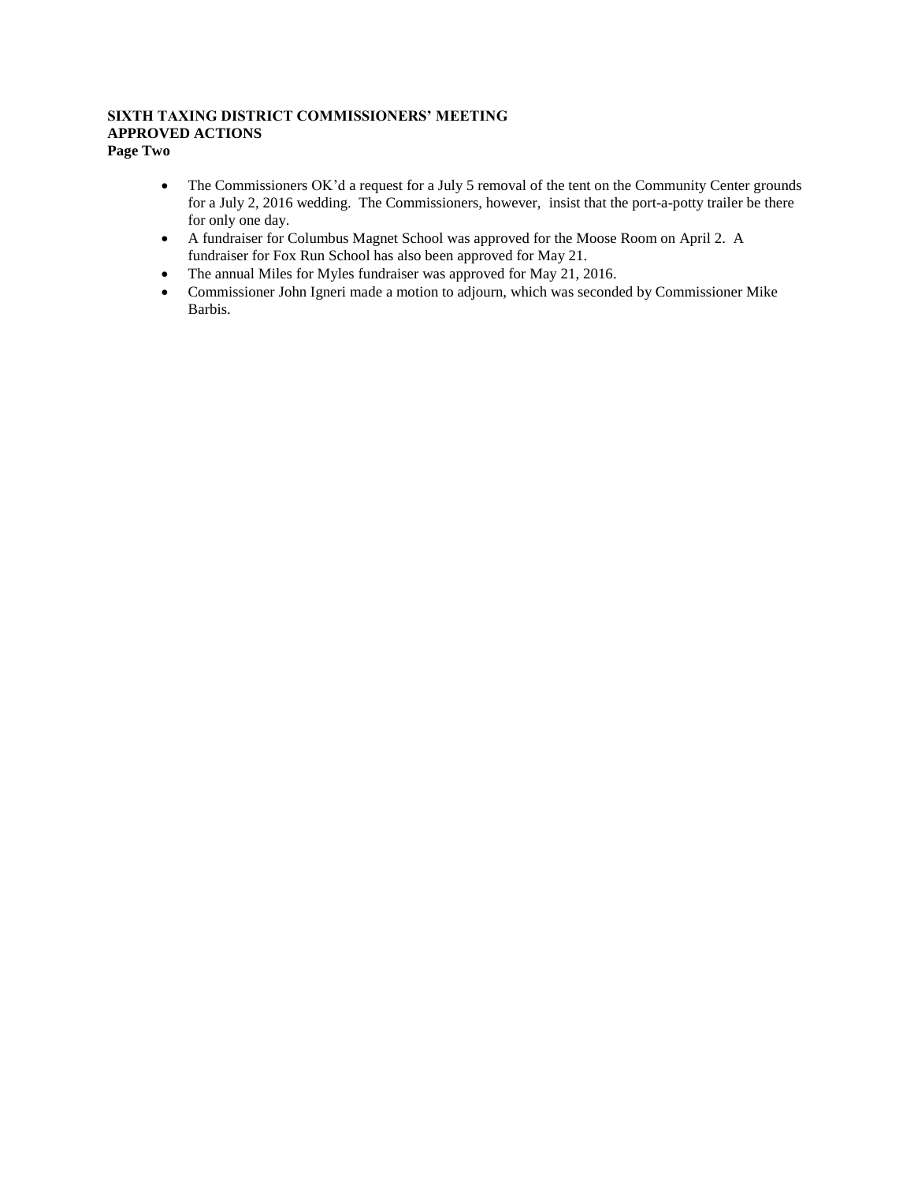**SIXTH TAXING DISTRICT COMMISSIONERS' MEETING**
**APPROVED ACTIONS**
**Page Two**

- The Commissioners OK'd a request for a July 5 removal of the tent on the Community Center grounds for a July 2, 2016 wedding. The Commissioners, however, insist that the port-a-potty trailer be there for only one day.
- A fundraiser for Columbus Magnet School was approved for the Moose Room on April 2. A fundraiser for Fox Run School has also been approved for May 21.
- The annual Miles for Myles fundraiser was approved for May 21, 2016.
- Commissioner John Igneri made a motion to adjourn, which was seconded by Commissioner Mike Barbis.